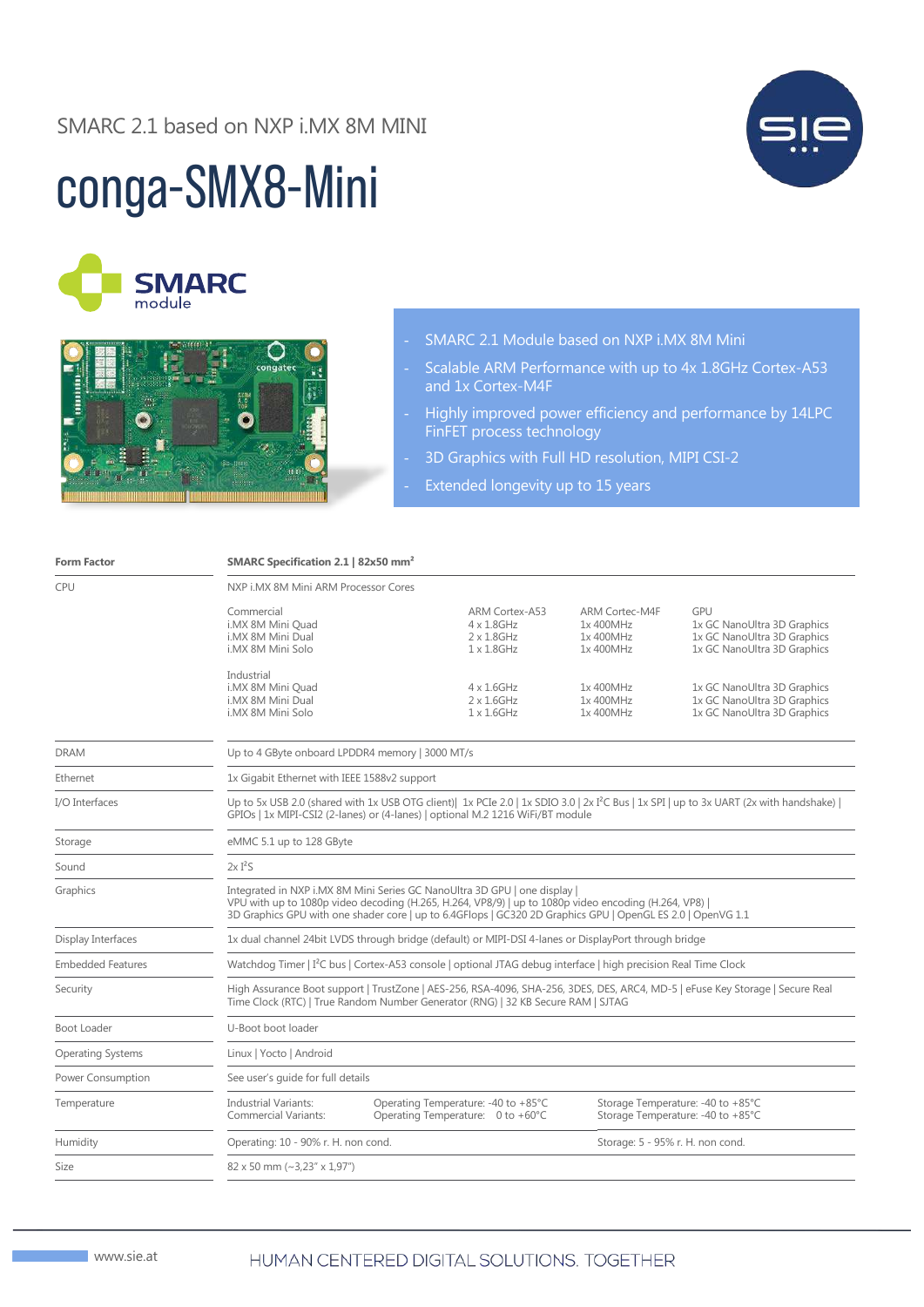SMARC 2.1 based on NXP i.MX 8M MINI

# conga-SMX8-Mini

SMARC module

- SMARC 2.1 Module based on NXP i.MX 8M Mini
- Scalable ARM Performance with up to 4x 1.8GHz Cortex-A53 and 1x Cortex-M4F
- Highly improved power efficiency and performance by 14LPC FinFET process technology
- 3D Graphics with Full HD resolution, MIPI CSI-2
- Extended longevity up to 15 years

| **Form Factor** | **SMARC Specification 2.1 \| 82x50 mm²** | | | |
|---|---|---|---|---|
| CPU | NXP i.MX 8M Mini ARM Processor Cores | | | |
| | Commercial<br>i.MX 8M Mini Quad<br>i.MX 8M Mini Dual<br>i.MX 8M Mini Solo | ARM Cortex-A53<br>4 x 1.8GHz<br>2 x 1.8GHz<br>1 x 1.8GHz | ARM Cortec-M4F<br>1x 400MHz<br>1x 400MHz<br>1x 400MHz | GPU<br>1x GC NanoUltra 3D Graphics<br>1x GC NanoUltra 3D Graphics<br>1x GC NanoUltra 3D Graphics |
| | Industrial<br>i.MX 8M Mini Quad<br>i.MX 8M Mini Dual<br>i.MX 8M Mini Solo | <br>4 x 1.6GHz<br>2 x 1.6GHz<br>1 x 1.6GHz | <br>1x 400MHz<br>1x 400MHz<br>1x 400MHz | <br>1x GC NanoUltra 3D Graphics<br>1x GC NanoUltra 3D Graphics<br>1x GC NanoUltra 3D Graphics |
| DRAM | Up to 4 GByte onboard LPDDR4 memory \| 3000 MT/s | | | |
| Ethernet | 1x Gigabit Ethernet with IEEE 1588v2 support | | | |
| I/O Interfaces | Up to 5x USB 2.0 (shared with 1x USB OTG client)\| 1x PCIe 2.0 \| 1x SDIO 3.0 \| 2x I²C Bus \| 1x SPI \| up to 3x UART (2x with handshake) \| GPIOs \| 1x MIPI-CSI2 (2-lanes) or (4-lanes) \| optional M.2 1216 WiFi/BT module | | | |
| Storage | eMMC 5.1 up to 128 GByte | | | |
| Sound | 2x I²S | | | |
| Graphics | Integrated in NXP i.MX 8M Mini Series GC NanoUltra 3D GPU \| one display \|<br>VPU with up to 1080p video decoding (H.265, H.264, VP8/9) \| up to 1080p video encoding (H.264, VP8) \|<br>3D Graphics GPU with one shader core \| up to 6.4GFlops \| GC320 2D Graphics GPU \| OpenGL ES 2.0 \| OpenVG 1.1 | | | |
| Display Interfaces | 1x dual channel 24bit LVDS through bridge (default) or MIPI-DSI 4-lanes or DisplayPort through bridge | | | |
| Embedded Features | Watchdog Timer \| I²C bus \| Cortex-A53 console \| optional JTAG debug interface \| high precision Real Time Clock | | | |
| Security | High Assurance Boot support \| TrustZone \| AES-256, RSA-4096, SHA-256, 3DES, DES, ARC4, MD-5 \| eFuse Key Storage \| Secure Real Time Clock (RTC) \| True Random Number Generator (RNG) \| 32 KB Secure RAM \| SJTAG | | | |
| Boot Loader | U-Boot boot loader | | | |
| Operating Systems | Linux \| Yocto \| Android | | | |
| Power Consumption | See user's guide for full details | | | |
| Temperature | Industrial Variants:<br>Commercial Variants: | Operating Temperature: -40 to +85°C<br>Operating Temperature: 0 to +60°C | | Storage Temperature: -40 to +85°C<br>Storage Temperature: -40 to +85°C |
| Humidity | Operating: 10 - 90% r. H. non cond. | | Storage: 5 - 95% r. H. non cond. | |
| Size | 82 x 50 mm (~3,23" x 1,97") | | | |

www.sie.at

HUMAN CENTERED DIGITAL SOLUTIONS. TOGETHER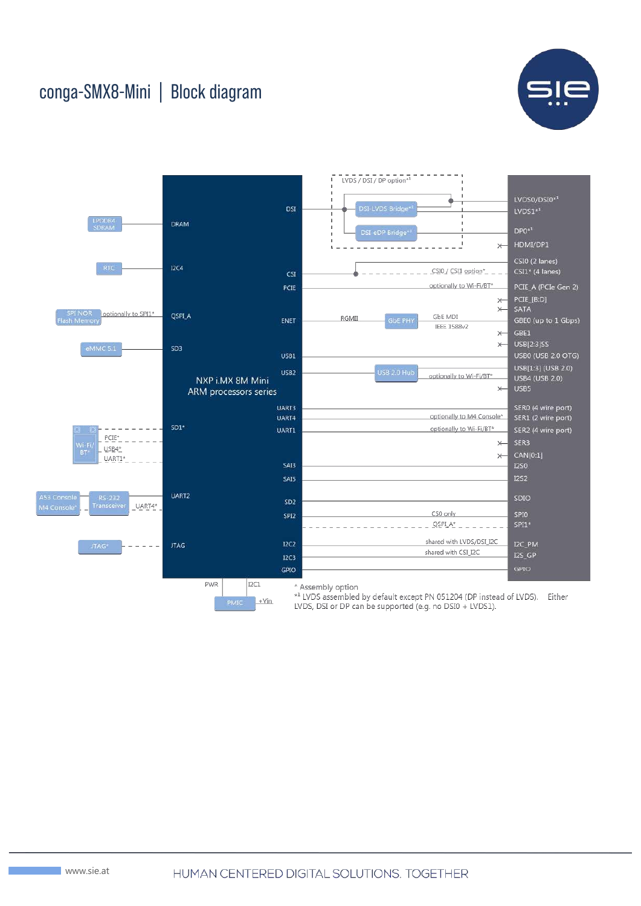# conga-SMX8-Mini | Block diagram

LPDDR4 SDRAM — DRAM

RTC — I2C4

SPI NOR Flash Memory — optionally to SPI1* — QSPI_A

eMMC 5.1 — SD3

Wi-Fi/BT* — PCIE*, USB4*, UART1* — SD1*

A53 Console / M4 Console* — RS-232 Transceiver — UART4* — UART2

JTAG* — JTAG

PWR — PMIC — +Vin — I2C1

NXP i.MX 8M Mini ARM processors series

LVDS / DSI / DP option*[1]

DSI — DSI-LVDS Bridge*[1] — LVDS0/DSI0*[1], LVDS1*[1]

DSI — DSI-eDP Bridge*[1] — DP0*[1]

HDMI/DP1

CSI — CSI0 / CSI1 option* — CSI0 (2 lanes), CSI1* (4 lanes)

PCIE — optionally to Wi-Fi/BT* — PCIE_A (PCIe Gen 2)

PCIE_[B:D]

SATA

ENET — RGMII — GbE PHY — GbE MDI IEEE 1588v2 — GBE0 (up to 1 Gbps)

GBE1

USB[2:3]SS

USB1 — USB0 (USB 2.0 OTG)

USB2 — USB 2.0 Hub — USB[1:3] (USB 2.0), USB4 (USB 2.0) — optionally to Wi-Fi/BT*

USB5

UART3 — SER0 (4 wire port)

UART4 — optionally to M4 Console* — SER1 (2 wire port)

UART1 — optionally to Wi-Fi/BT* — SER2 (4 wire port)

SER3

CAN[0:1]

SAI3 — I2S0

SAI5 — I2S2

SD2 — SDIO

SPI2 — CS0 only — SPI0

QSPI_A* — SPI1*

I2C2 — shared with LVDS/DSI_I2C — I2C_PM

I2C3 — shared with CSI_I2C — I2S_GP

GPIO — GPIO

\* Assembly option

*[1] LVDS assembled by default except PN 051204 (DP instead of LVDS). Either LVDS, DSI or DP can be supported (e.g. no DSI0 + LVDS1).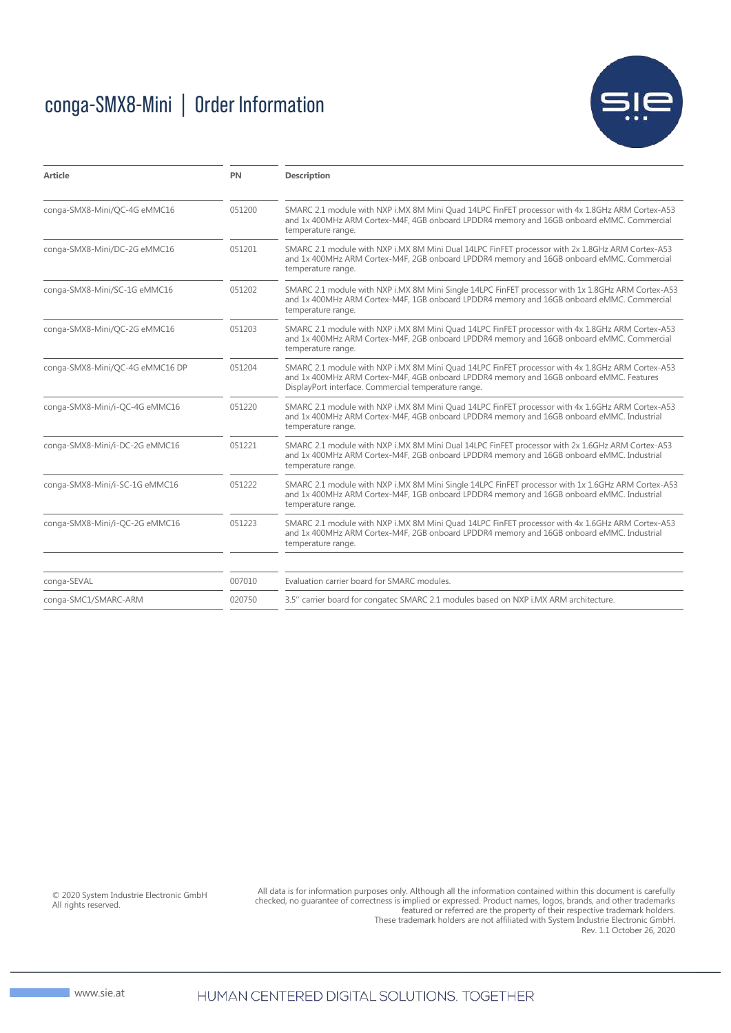# conga-SMX8-Mini | Order Information

| Article | PN | Description |
|---|---|---|
| conga-SMX8-Mini/QC-4G eMMC16 | 051200 | SMARC 2.1 module with NXP i.MX 8M Mini Quad 14LPC FinFET processor with 4x 1.8GHz ARM Cortex-A53 and 1x 400MHz ARM Cortex-M4F, 4GB onboard LPDDR4 memory and 16GB onboard eMMC. Commercial temperature range. |
| conga-SMX8-Mini/DC-2G eMMC16 | 051201 | SMARC 2.1 module with NXP i.MX 8M Mini Dual 14LPC FinFET processor with 2x 1.8GHz ARM Cortex-A53 and 1x 400MHz ARM Cortex-M4F, 2GB onboard LPDDR4 memory and 16GB onboard eMMC. Commercial temperature range. |
| conga-SMX8-Mini/SC-1G eMMC16 | 051202 | SMARC 2.1 module with NXP i.MX 8M Mini Single 14LPC FinFET processor with 1x 1.8GHz ARM Cortex-A53 and 1x 400MHz ARM Cortex-M4F, 1GB onboard LPDDR4 memory and 16GB onboard eMMC. Commercial temperature range. |
| conga-SMX8-Mini/QC-2G eMMC16 | 051203 | SMARC 2.1 module with NXP i.MX 8M Mini Quad 14LPC FinFET processor with 4x 1.8GHz ARM Cortex-A53 and 1x 400MHz ARM Cortex-M4F, 2GB onboard LPDDR4 memory and 16GB onboard eMMC. Commercial temperature range. |
| conga-SMX8-Mini/QC-4G eMMC16 DP | 051204 | SMARC 2.1 module with NXP i.MX 8M Mini Quad 14LPC FinFET processor with 4x 1.8GHz ARM Cortex-A53 and 1x 400MHz ARM Cortex-M4F, 4GB onboard LPDDR4 memory and 16GB onboard eMMC. Features DisplayPort interface. Commercial temperature range. |
| conga-SMX8-Mini/i-QC-4G eMMC16 | 051220 | SMARC 2.1 module with NXP i.MX 8M Mini Quad 14LPC FinFET processor with 4x 1.6GHz ARM Cortex-A53 and 1x 400MHz ARM Cortex-M4F, 4GB onboard LPDDR4 memory and 16GB onboard eMMC. Industrial temperature range. |
| conga-SMX8-Mini/i-DC-2G eMMC16 | 051221 | SMARC 2.1 module with NXP i.MX 8M Mini Dual 14LPC FinFET processor with 2x 1.6GHz ARM Cortex-A53 and 1x 400MHz ARM Cortex-M4F, 2GB onboard LPDDR4 memory and 16GB onboard eMMC. Industrial temperature range. |
| conga-SMX8-Mini/i-SC-1G eMMC16 | 051222 | SMARC 2.1 module with NXP i.MX 8M Mini Single 14LPC FinFET processor with 1x 1.6GHz ARM Cortex-A53 and 1x 400MHz ARM Cortex-M4F, 1GB onboard LPDDR4 memory and 16GB onboard eMMC. Industrial temperature range. |
| conga-SMX8-Mini/i-QC-2G eMMC16 | 051223 | SMARC 2.1 module with NXP i.MX 8M Mini Quad 14LPC FinFET processor with 4x 1.6GHz ARM Cortex-A53 and 1x 400MHz ARM Cortex-M4F, 2GB onboard LPDDR4 memory and 16GB onboard eMMC. Industrial temperature range. |

| | | |
|---|---|---|
| conga-SEVAL | 007010 | Evaluation carrier board for SMARC modules. |
| conga-SMC1/SMARC-ARM | 020750 | 3.5'' carrier board for congatec SMARC 2.1 modules based on NXP i.MX ARM architecture. |

© 2020 System Industrie Electronic GmbH
All rights reserved.

All data is for information purposes only. Although all the information contained within this document is carefully checked, no guarantee of correctness is implied or expressed. Product names, logos, brands, and other trademarks featured or referred are the property of their respective trademark holders. These trademark holders are not affiliated with System Industrie Electronic GmbH.
Rev. 1.1 October 26, 2020

www.sie.at

HUMAN CENTERED DIGITAL SOLUTIONS. TOGETHER